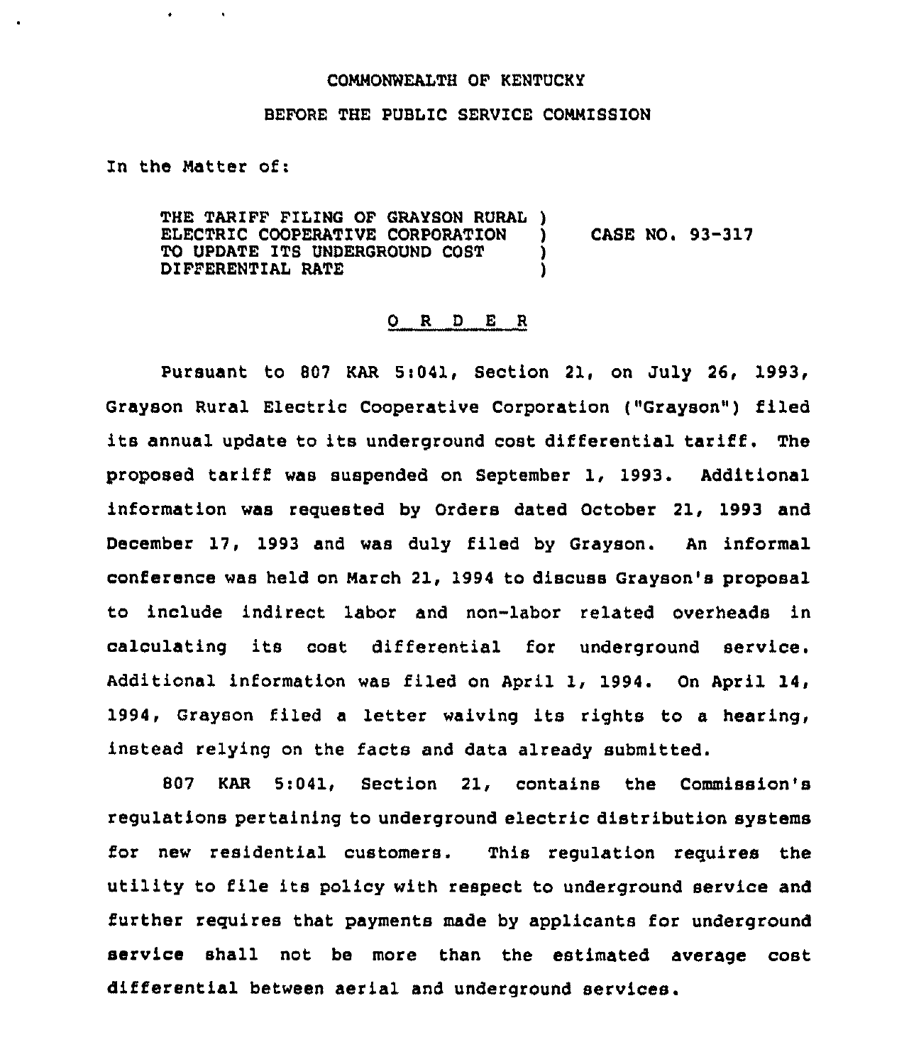COMMONWEALTH OF KENTUCKY

BEFORE THE PUBLIC SERVICE COMMISSION

In the Matter of:

| | | |
|---|---|---|
| THE TARIFF FILING OF GRAYSON RURAL ELECTRIC COOPERATIVE CORPORATION TO UPDATE ITS UNDERGROUND COST DIFFERENTIAL RATE | ) | CASE NO. 93-317 |

## O R D E R

Pursuant to 807 KAR 5:041, Section 21, on July 26, 1993, Grayson Rural Electric Cooperative Corporation ("Grayson") filed its annual update to its underground cost differential tariff. The proposed tariff was suspended on September 1, 1993. Additional information was requested by Orders dated October 21, 1993 and December 17, 1993 and was duly filed by Grayson. An informal conference was held on March 21, 1994 to discuss Grayson's proposal to include indirect labor and non-labor related overheads in calculating its cost differential for underground service. Additional information was filed on April 1, 1994. On April 14, 1994, Grayson filed a letter waiving its rights to a hearing, instead relying on the facts and data already submitted.

807 KAR 5:041, Section 21, contains the Commission's regulations pertaining to underground electric distribution systems for new residential customers. This regulation requires the utility to file its policy with respect to underground service and further requires that payments made by applicants for underground service shall not be more than the estimated average cost differential between aerial and underground services.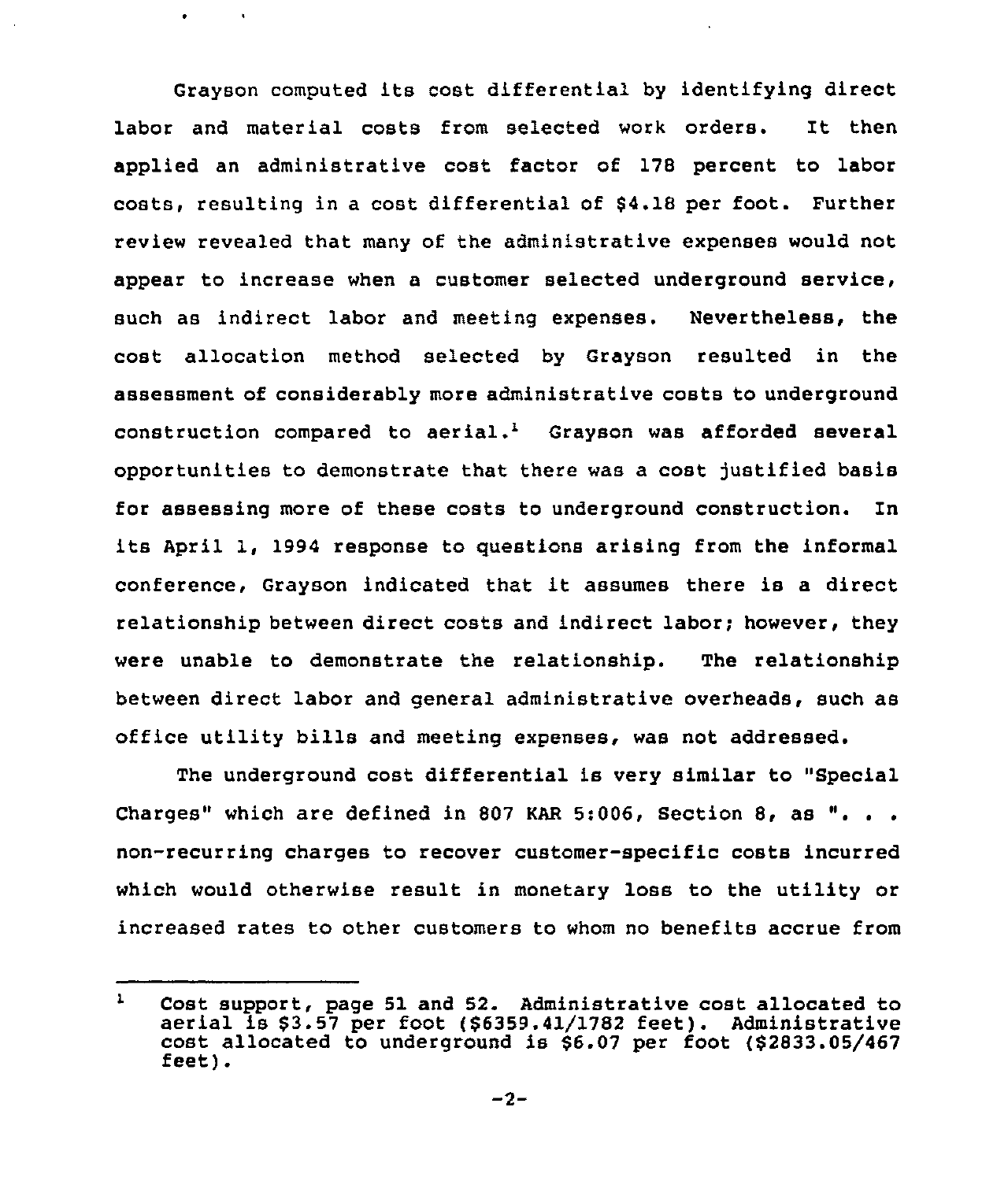Grayson computed its cost differential by identifying direct labor and material costs from selected work orders. It then applied an administrative cost factor of 178 percent to labor costs, resulting in a cost differential of $4.18 per foot. Further review revealed that many of the administrative expenses would not appear to increase when a customer selected underground service, such as indirect labor and meeting expenses. Nevertheless, the cost allocation method selected by Grayson resulted in the assessment of considerably more administrative costs to underground construction compared to aerial.[1] Grayson was afforded several opportunities to demonstrate that there was a cost justified basis for assessing more of these costs to underground construction. In its April 1, 1994 response to questions arising from the informal conference, Grayson indicated that it assumes there is a direct relationship between direct costs and indirect labor; however, they were unable to demonstrate the relationship. The relationship between direct labor and general administrative overheads, such as office utility bills and meeting expenses, was not addressed.

The underground cost differential is very similar to "Special Charges" which are defined in 807 KAR 5:006, Section 8, as ". . . non-recurring charges to recover customer-specific costs incurred which would otherwise result in monetary loss to the utility or increased rates to other customers to whom no benefits accrue from

---

[1] Cost support, page 51 and 52. Administrative cost allocated to aerial is $3.57 per foot ($6359.41/1782 feet). Administrative cost allocated to underground is $6.07 per foot ($2833.05/467 feet).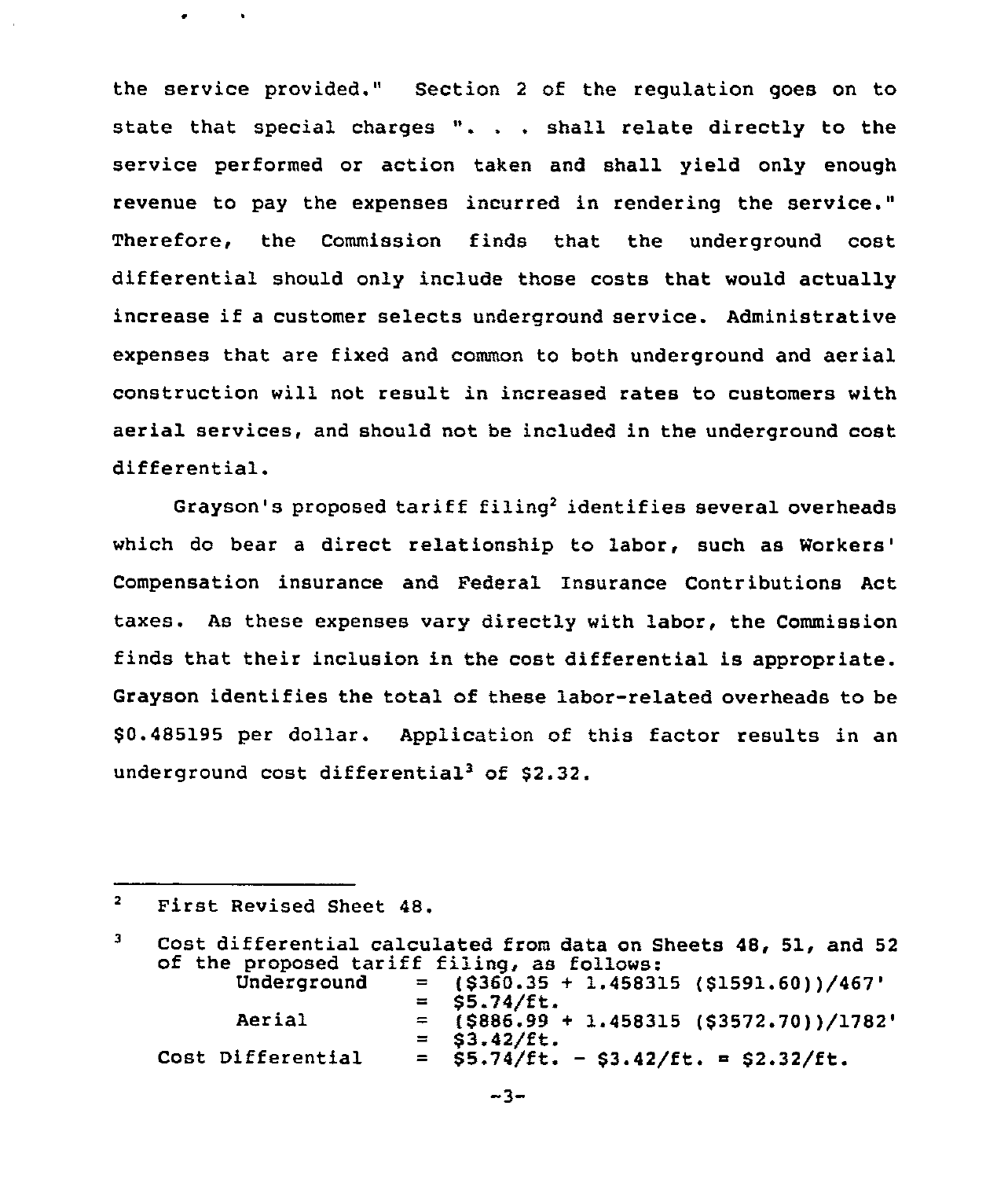the service provided." Section 2 of the regulation goes on to state that special charges ". . . shall relate directly to the service performed or action taken and shall yield only enough revenue to pay the expenses incurred in rendering the service." Therefore, the Commission finds that the underground cost differential should only include those costs that would actually increase if a customer selects underground service. Administrative expenses that are fixed and common to both underground and aerial construction will not result in increased rates to customers with aerial services, and should not be included in the underground cost differential.

Grayson's proposed tariff filing[2] identifies several overheads which do bear a direct relationship to labor, such as Workers' Compensation insurance and Federal Insurance Contributions Act taxes. As these expenses vary directly with labor, the Commission finds that their inclusion in the cost differential is appropriate. Grayson identifies the total of these labor-related overheads to be $0.485195 per dollar. Application of this factor results in an underground cost differential[3] of $2.32.

---

[2] First Revised Sheet 48.

[3] Cost differential calculated from data on Sheets 48, 51, and 52 of the proposed tariff filing, as follows:

| | | |
|---|---|---|
| Underground | = | ($360.35 + 1.458315 ($1591.60))/467' |
| | = | $5.74/ft. |
| Aerial | = | ($886.99 + 1.458315 ($3572.70))/1782' |
| | = | $3.42/ft. |
| Cost Differential | = | $5.74/ft. - $3.42/ft. = $2.32/ft. |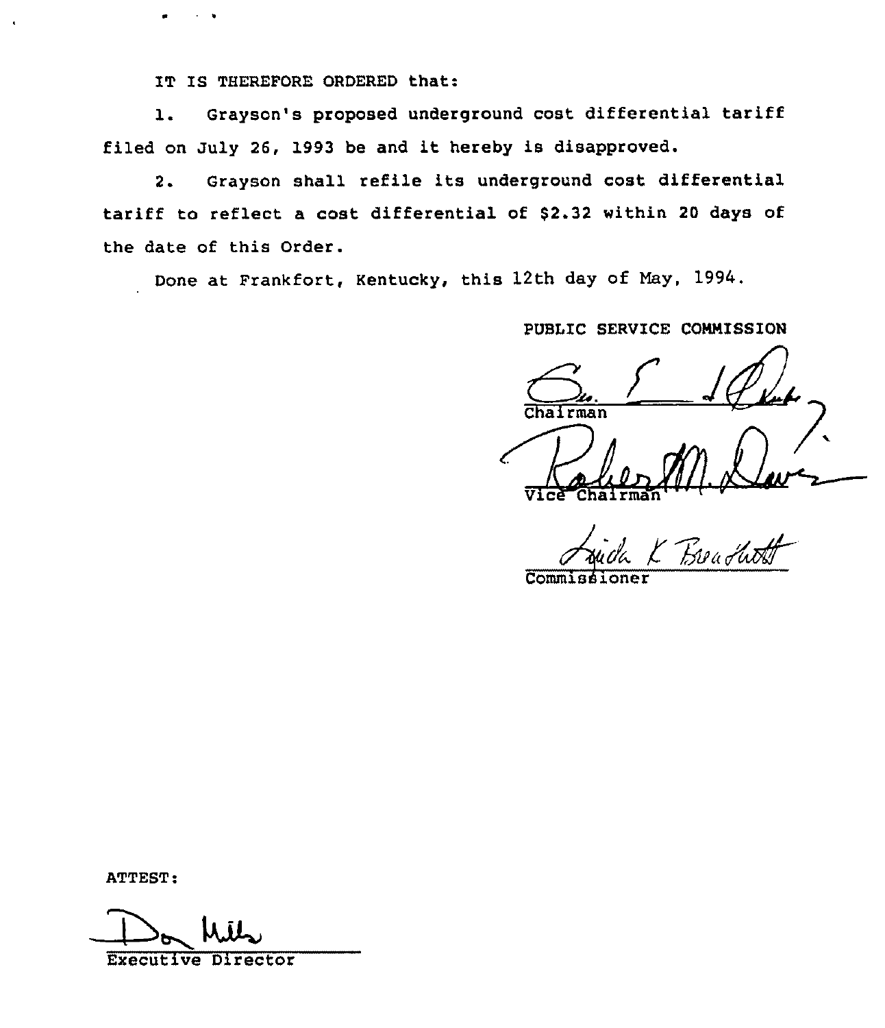IT IS THEREFORE ORDERED that:

1. Grayson's proposed underground cost differential tariff filed on July 26, 1993 be and it hereby is disapproved.

2. Grayson shall refile its underground cost differential tariff to reflect a cost differential of $2.32 within 20 days of the date of this Order.

Done at Frankfort, Kentucky, this 12th day of May, 1994.

PUBLIC SERVICE COMMISSION

Chairman

Vice Chairman

Commissioner

ATTEST:

Executive Director